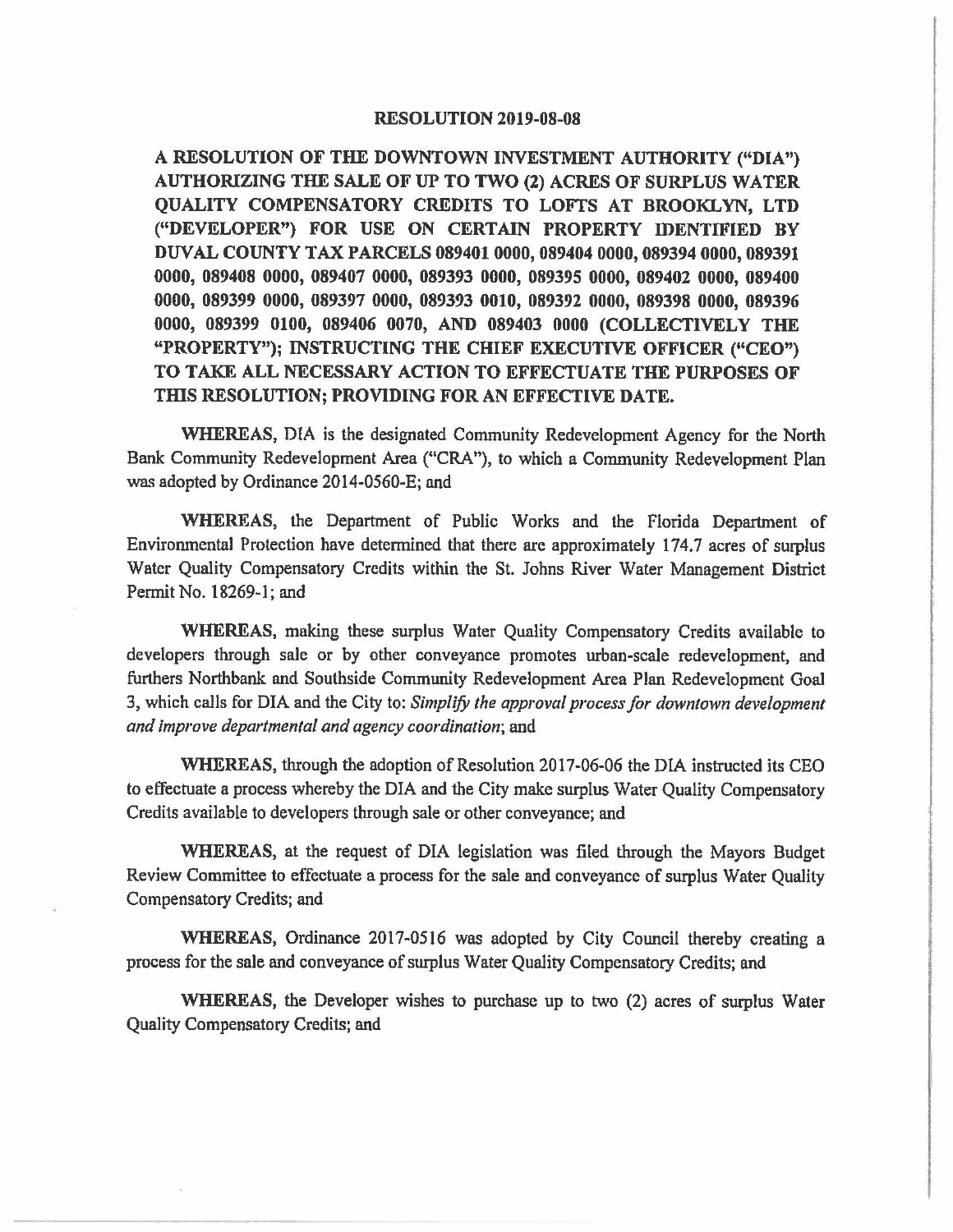**RESOLUTION 2019-08-08**

**A RESOLUTION OF THE DOWNTOWN INVESTMENT AUTHORITY ("DIA") AUTHORIZING THE SALE OF UP TO TWO (2) ACRES OF SURPLUS WATER QUALITY COMPENSATORY CREDITS TO LOFTS AT BROOKLYN, LTD ("DEVELOPER") FOR USE ON CERTAIN PROPERTY IDENTIFIED BY DUVAL COUNTY TAX PARCELS 089401 0000, 089404 0000, 089394 0000, 089391 0000, 089408 0000, 089407 0000, 089393 0000, 089395 0000, 089402 0000, 089400 0000, 089399 0000, 089397 0000, 089393 0010, 089392 0000, 089398 0000, 089396 0000, 089399 0100, 089406 0070, AND 089403 0000 (COLLECTIVELY THE "PROPERTY"); INSTRUCTING THE CHIEF EXECUTIVE OFFICER ("CEO") TO TAKE ALL NECESSARY ACTION TO EFFECTUATE THE PURPOSES OF THIS RESOLUTION; PROVIDING FOR AN EFFECTIVE DATE.**

**WHEREAS**, DIA is the designated Community Redevelopment Agency for the North Bank Community Redevelopment Area ("CRA"), to which a Community Redevelopment Plan was adopted by Ordinance 2014-0560-E; and

**WHEREAS**, the Department of Public Works and the Florida Department of Environmental Protection have determined that there are approximately 174.7 acres of surplus Water Quality Compensatory Credits within the St. Johns River Water Management District Permit No. 18269-1; and

**WHEREAS**, making these surplus Water Quality Compensatory Credits available to developers through sale or by other conveyance promotes urban-scale redevelopment, and furthers Northbank and Southside Community Redevelopment Area Plan Redevelopment Goal 3, which calls for DIA and the City to: *Simplify the approval process for downtown development and improve departmental and agency coordination*; and

**WHEREAS**, through the adoption of Resolution 2017-06-06 the DIA instructed its CEO to effectuate a process whereby the DIA and the City make surplus Water Quality Compensatory Credits available to developers through sale or other conveyance; and

**WHEREAS**, at the request of DIA legislation was filed through the Mayors Budget Review Committee to effectuate a process for the sale and conveyance of surplus Water Quality Compensatory Credits; and

**WHEREAS**, Ordinance 2017-0516 was adopted by City Council thereby creating a process for the sale and conveyance of surplus Water Quality Compensatory Credits; and

**WHEREAS**, the Developer wishes to purchase up to two (2) acres of surplus Water Quality Compensatory Credits; and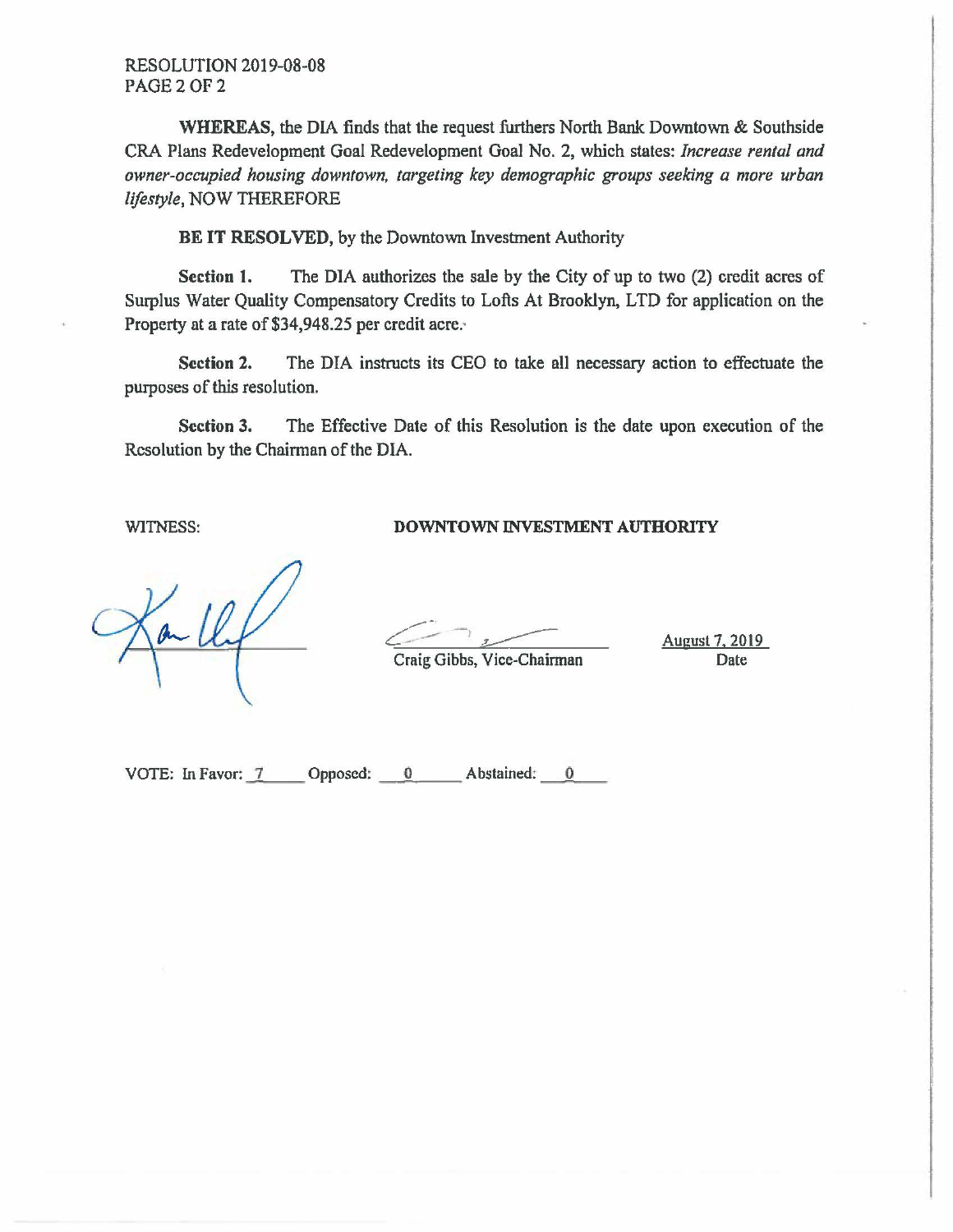WHEREAS, the DIA finds that the request furthers North Bank Downtown & Southside CRA Plans Redevelopment Goal Redevelopment Goal No. 2, which states: *Increase rental and owner-occupied housing downtown, targeting key demographic groups seeking a more urban lifestyle*, NOW THEREFORE

**BE IT RESOLVED**, by the Downtown Investment Authority

**Section 1.** The DIA authorizes the sale by the City of up to two (2) credit acres of Surplus Water Quality Compensatory Credits to Lofts At Brooklyn, LTD for application on the Property at a rate of $34,948.25 per credit acre.

**Section 2.** The DIA instructs its CEO to take all necessary action to effectuate the purposes of this resolution.

**Section 3.** The Effective Date of this Resolution is the date upon execution of the Resolution by the Chairman of the DIA.

WITNESS:

**DOWNTOWN INVESTMENT AUTHORITY**

Craig Gibbs, Vice-Chairman

August 7, 2019
Date

VOTE: In Favor: 7 Opposed: 0 Abstained: 0